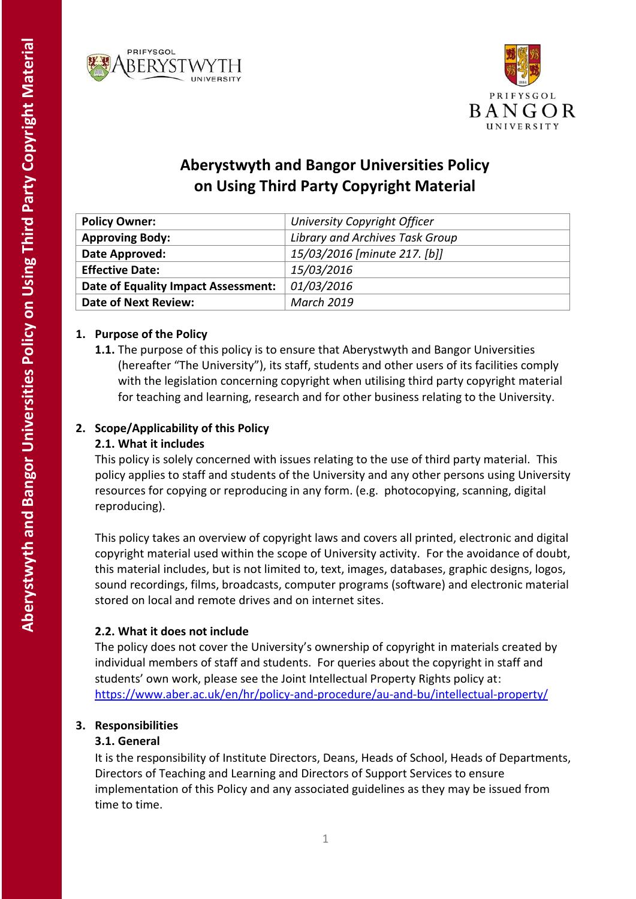# Aberystwyth and Bangor Universities Policy on Using Third Party Copyright Material

| **Policy Owner:** | *University Copyright Officer* |
|---|---|
| **Approving Body:** | *Library and Archives Task Group* |
| **Date Approved:** | *15/03/2016 [minute 217. [b]]* |
| **Effective Date:** | *15/03/2016* |
| **Date of Equality Impact Assessment:** | *01/03/2016* |
| **Date of Next Review:** | *March 2019* |

## 1. Purpose of the Policy

**1.1.** The purpose of this policy is to ensure that Aberystwyth and Bangor Universities (hereafter "The University"), its staff, students and other users of its facilities comply with the legislation concerning copyright when utilising third party copyright material for teaching and learning, research and for other business relating to the University.

## 2. Scope/Applicability of this Policy

### 2.1. What it includes

This policy is solely concerned with issues relating to the use of third party material. This policy applies to staff and students of the University and any other persons using University resources for copying or reproducing in any form. (e.g. photocopying, scanning, digital reproducing).

This policy takes an overview of copyright laws and covers all printed, electronic and digital copyright material used within the scope of University activity. For the avoidance of doubt, this material includes, but is not limited to, text, images, databases, graphic designs, logos, sound recordings, films, broadcasts, computer programs (software) and electronic material stored on local and remote drives and on internet sites.

### 2.2. What it does not include

The policy does not cover the University's ownership of copyright in materials created by individual members of staff and students. For queries about the copyright in staff and students' own work, please see the Joint Intellectual Property Rights policy at: https://www.aber.ac.uk/en/hr/policy-and-procedure/au-and-bu/intellectual-property/

## 3. Responsibilities

### 3.1. General

It is the responsibility of Institute Directors, Deans, Heads of School, Heads of Departments, Directors of Teaching and Learning and Directors of Support Services to ensure implementation of this Policy and any associated guidelines as they may be issued from time to time.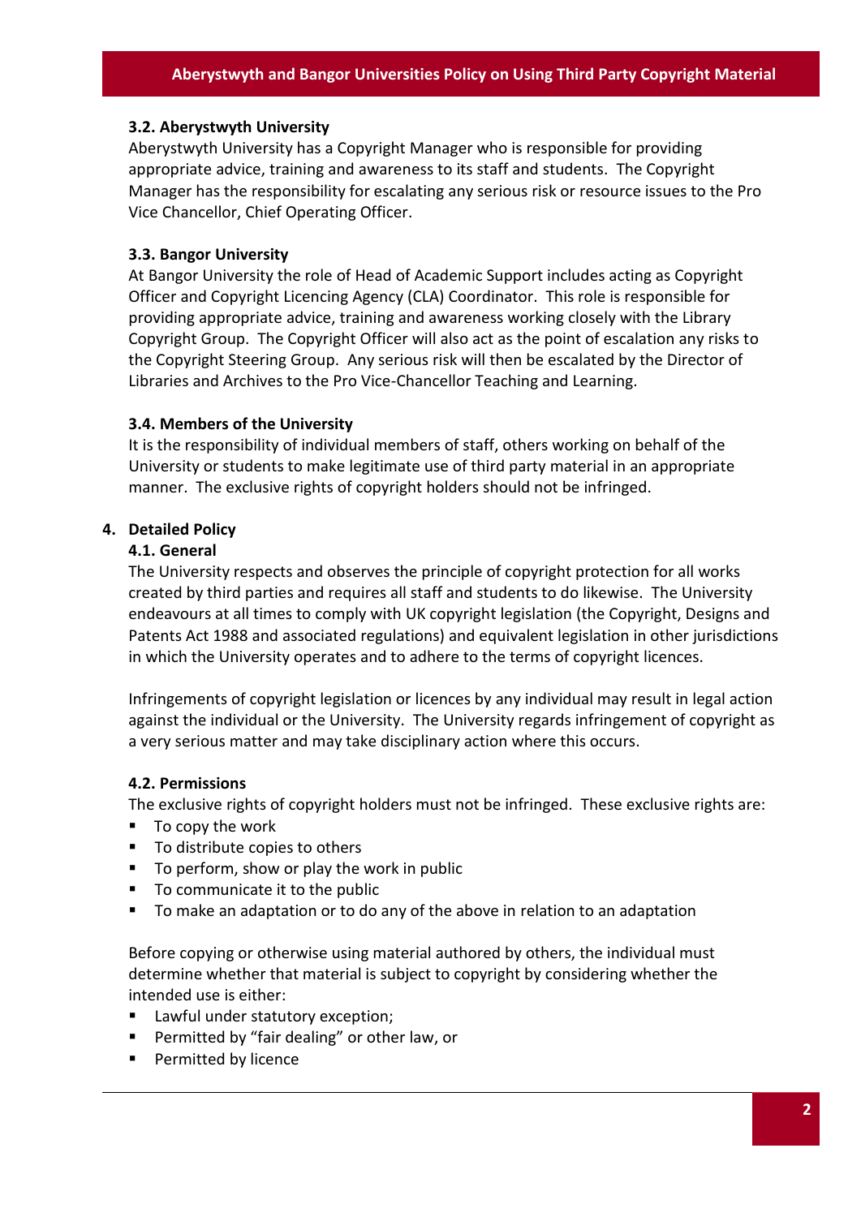### 3.2. Aberystwyth University

Aberystwyth University has a Copyright Manager who is responsible for providing appropriate advice, training and awareness to its staff and students. The Copyright Manager has the responsibility for escalating any serious risk or resource issues to the Pro Vice Chancellor, Chief Operating Officer.

### 3.3. Bangor University

At Bangor University the role of Head of Academic Support includes acting as Copyright Officer and Copyright Licencing Agency (CLA) Coordinator. This role is responsible for providing appropriate advice, training and awareness working closely with the Library Copyright Group. The Copyright Officer will also act as the point of escalation any risks to the Copyright Steering Group. Any serious risk will then be escalated by the Director of Libraries and Archives to the Pro Vice-Chancellor Teaching and Learning.

### 3.4. Members of the University

It is the responsibility of individual members of staff, others working on behalf of the University or students to make legitimate use of third party material in an appropriate manner. The exclusive rights of copyright holders should not be infringed.

## 4. Detailed Policy

### 4.1. General

The University respects and observes the principle of copyright protection for all works created by third parties and requires all staff and students to do likewise. The University endeavours at all times to comply with UK copyright legislation (the Copyright, Designs and Patents Act 1988 and associated regulations) and equivalent legislation in other jurisdictions in which the University operates and to adhere to the terms of copyright licences.

Infringements of copyright legislation or licences by any individual may result in legal action against the individual or the University. The University regards infringement of copyright as a very serious matter and may take disciplinary action where this occurs.

### 4.2. Permissions

The exclusive rights of copyright holders must not be infringed. These exclusive rights are:

- To copy the work
- To distribute copies to others
- To perform, show or play the work in public
- To communicate it to the public
- To make an adaptation or to do any of the above in relation to an adaptation

Before copying or otherwise using material authored by others, the individual must determine whether that material is subject to copyright by considering whether the intended use is either:

- Lawful under statutory exception;
- Permitted by "fair dealing" or other law, or
- Permitted by licence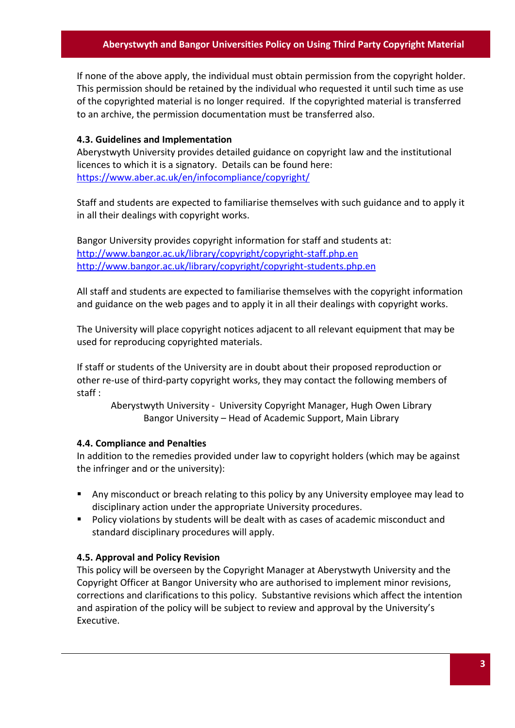If none of the above apply, the individual must obtain permission from the copyright holder. This permission should be retained by the individual who requested it until such time as use of the copyrighted material is no longer required. If the copyrighted material is transferred to an archive, the permission documentation must be transferred also.

#### 4.3. Guidelines and Implementation

Aberystwyth University provides detailed guidance on copyright law and the institutional licences to which it is a signatory. Details can be found here:
https://www.aber.ac.uk/en/infocompliance/copyright/

Staff and students are expected to familiarise themselves with such guidance and to apply it in all their dealings with copyright works.

Bangor University provides copyright information for staff and students at:
http://www.bangor.ac.uk/library/copyright/copyright-staff.php.en
http://www.bangor.ac.uk/library/copyright/copyright-students.php.en

All staff and students are expected to familiarise themselves with the copyright information and guidance on the web pages and to apply it in all their dealings with copyright works.

The University will place copyright notices adjacent to all relevant equipment that may be used for reproducing copyrighted materials.

If staff or students of the University are in doubt about their proposed reproduction or other re-use of third-party copyright works, they may contact the following members of staff :

Aberystwyth University - University Copyright Manager, Hugh Owen Library
Bangor University – Head of Academic Support, Main Library

#### 4.4. Compliance and Penalties

In addition to the remedies provided under law to copyright holders (which may be against the infringer and or the university):

- Any misconduct or breach relating to this policy by any University employee may lead to disciplinary action under the appropriate University procedures.
- Policy violations by students will be dealt with as cases of academic misconduct and standard disciplinary procedures will apply.

#### 4.5. Approval and Policy Revision

This policy will be overseen by the Copyright Manager at Aberystwyth University and the Copyright Officer at Bangor University who are authorised to implement minor revisions, corrections and clarifications to this policy. Substantive revisions which affect the intention and aspiration of the policy will be subject to review and approval by the University's Executive.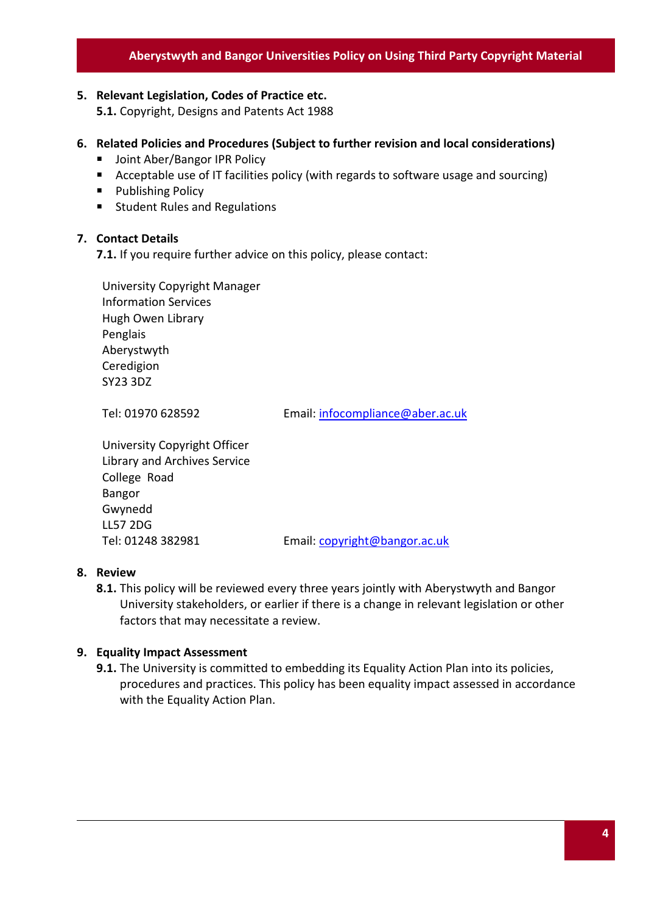## 5. Relevant Legislation, Codes of Practice etc.

**5.1.** Copyright, Designs and Patents Act 1988

## 6. Related Policies and Procedures (Subject to further revision and local considerations)

- Joint Aber/Bangor IPR Policy
- Acceptable use of IT facilities policy (with regards to software usage and sourcing)
- Publishing Policy
- Student Rules and Regulations

## 7. Contact Details

**7.1.** If you require further advice on this policy, please contact:

University Copyright Manager
Information Services
Hugh Owen Library
Penglais
Aberystwyth
Ceredigion
SY23 3DZ

Tel: 01970 628592 Email: infocompliance@aber.ac.uk

University Copyright Officer
Library and Archives Service
College Road
Bangor
Gwynedd
LL57 2DG
Tel: 01248 382981 Email: copyright@bangor.ac.uk

## 8. Review

**8.1.** This policy will be reviewed every three years jointly with Aberystwyth and Bangor University stakeholders, or earlier if there is a change in relevant legislation or other factors that may necessitate a review.

## 9. Equality Impact Assessment

**9.1.** The University is committed to embedding its Equality Action Plan into its policies, procedures and practices. This policy has been equality impact assessed in accordance with the Equality Action Plan.